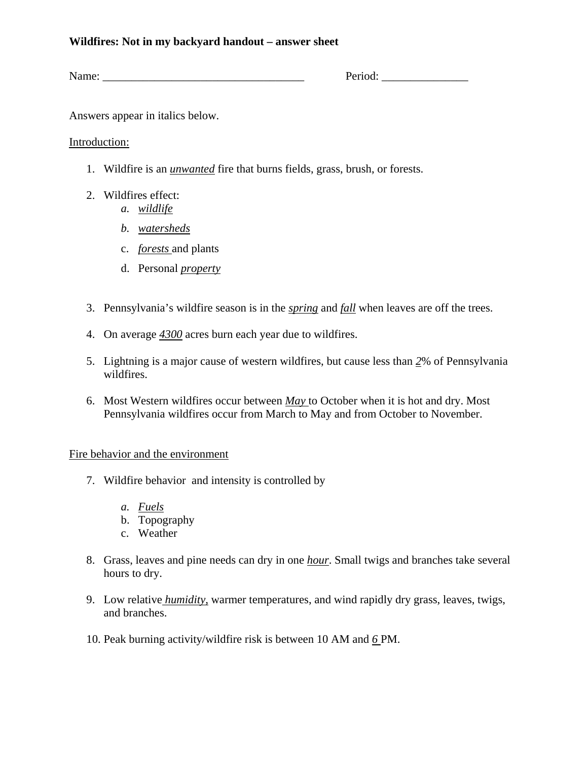**Wildfires: Not in my backyard handout – answer sheet**

Name: ___________________________________ Period: _______________

Answers appear in italics below.

Introduction:

1. Wildfire is an *unwanted* fire that burns fields, grass, brush, or forests.
2. Wildfires effect:
   a. *wildlife*
   b. *watersheds*
   c. *forests* and plants
   d. Personal *property*
3. Pennsylvania's wildfire season is in the *spring* and *fall* when leaves are off the trees.
4. On average *4300* acres burn each year due to wildfires.
5. Lightning is a major cause of western wildfires, but cause less than *2*% of Pennsylvania wildfires.
6. Most Western wildfires occur between *May* to October when it is hot and dry. Most Pennsylvania wildfires occur from March to May and from October to November.

Fire behavior and the environment

7. Wildfire behavior and intensity is controlled by
   a. *Fuels*
   b. Topography
   c. Weather
8. Grass, leaves and pine needs can dry in one *hour*. Small twigs and branches take several hours to dry.
9. Low relative *humidity*, warmer temperatures, and wind rapidly dry grass, leaves, twigs, and branches.
10. Peak burning activity/wildfire risk is between 10 AM and *6* PM.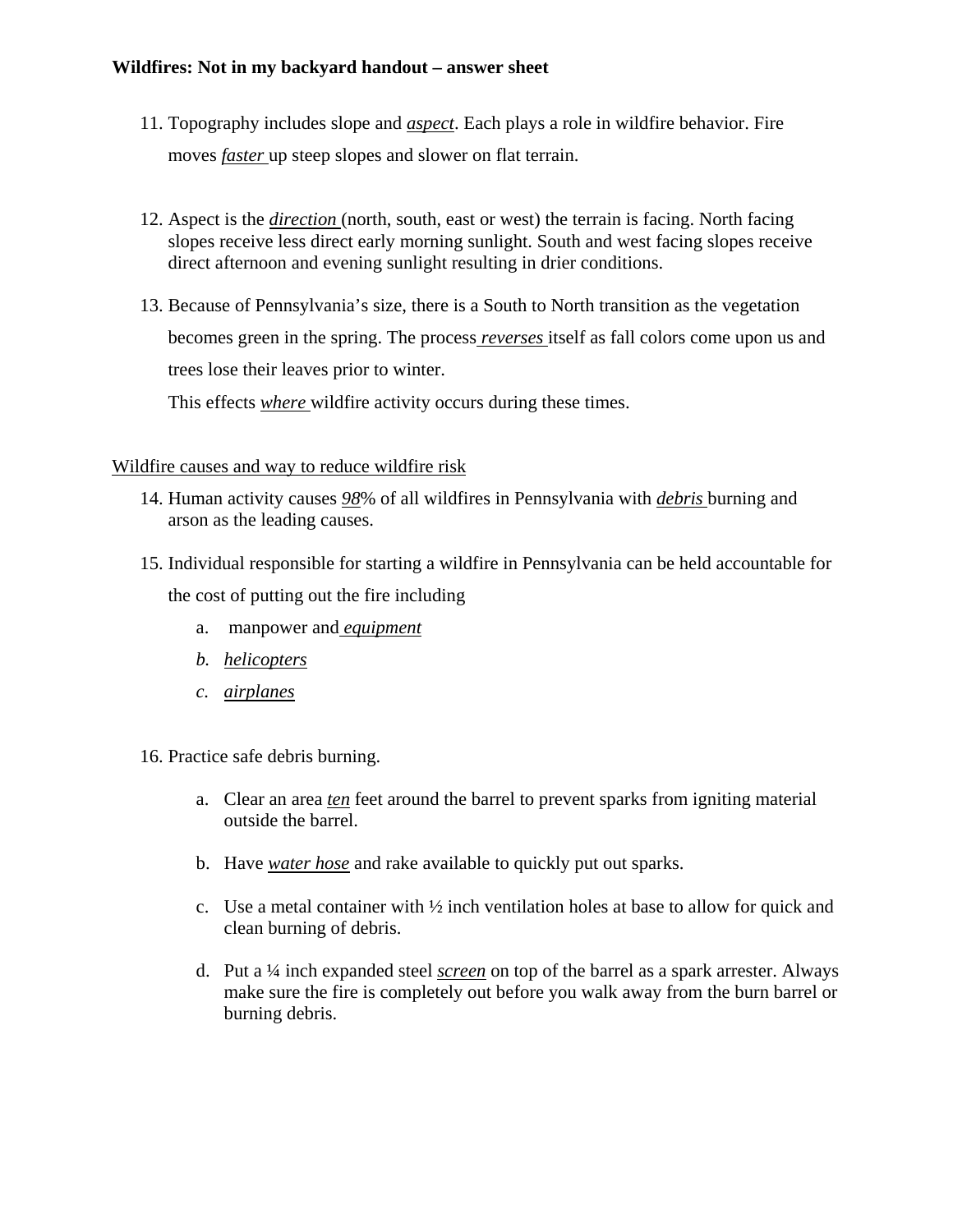**Wildfires: Not in my backyard handout – answer sheet**

11. Topography includes slope and *aspect*. Each plays a role in wildfire behavior. Fire moves *faster* up steep slopes and slower on flat terrain.

12. Aspect is the *direction* (north, south, east or west) the terrain is facing. North facing slopes receive less direct early morning sunlight. South and west facing slopes receive direct afternoon and evening sunlight resulting in drier conditions.

13. Because of Pennsylvania's size, there is a South to North transition as the vegetation becomes green in the spring. The process *reverses* itself as fall colors come upon us and trees lose their leaves prior to winter.

    This effects *where* wildfire activity occurs during these times.

Wildfire causes and way to reduce wildfire risk

14. Human activity causes *98*% of all wildfires in Pennsylvania with *debris* burning and arson as the leading causes.

15. Individual responsible for starting a wildfire in Pennsylvania can be held accountable for the cost of putting out the fire including

    a. manpower and *equipment*
    
    b. *helicopters*
    
    c. *airplanes*

16. Practice safe debris burning.

    a. Clear an area *ten* feet around the barrel to prevent sparks from igniting material outside the barrel.

    b. Have *water hose* and rake available to quickly put out sparks.

    c. Use a metal container with ½ inch ventilation holes at base to allow for quick and clean burning of debris.

    d. Put a ¼ inch expanded steel *screen* on top of the barrel as a spark arrester. Always make sure the fire is completely out before you walk away from the burn barrel or burning debris.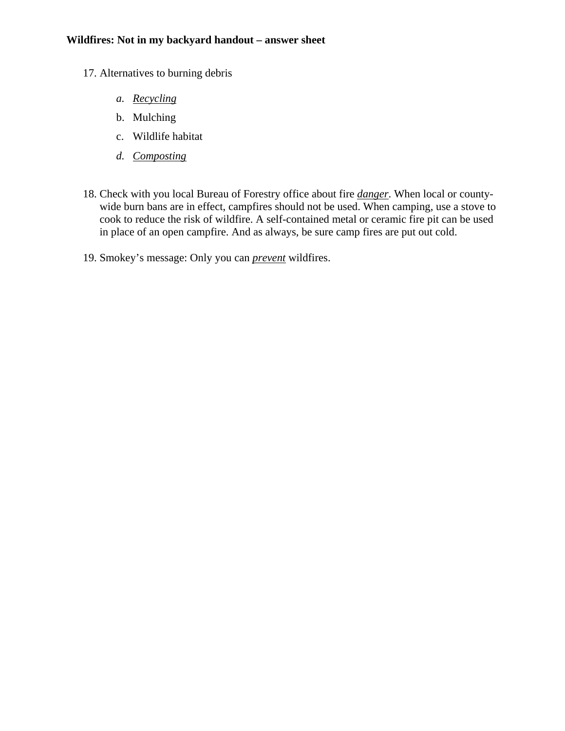**Wildfires: Not in my backyard handout – answer sheet**

17. Alternatives to burning debris

    a. *Recycling*
    b. Mulching
    c. Wildlife habitat
    d. *Composting*

18. Check with you local Bureau of Forestry office about fire *danger*. When local or county-wide burn bans are in effect, campfires should not be used. When camping, use a stove to cook to reduce the risk of wildfire. A self-contained metal or ceramic fire pit can be used in place of an open campfire. And as always, be sure camp fires are put out cold.

19. Smokey's message: Only you can *prevent* wildfires.